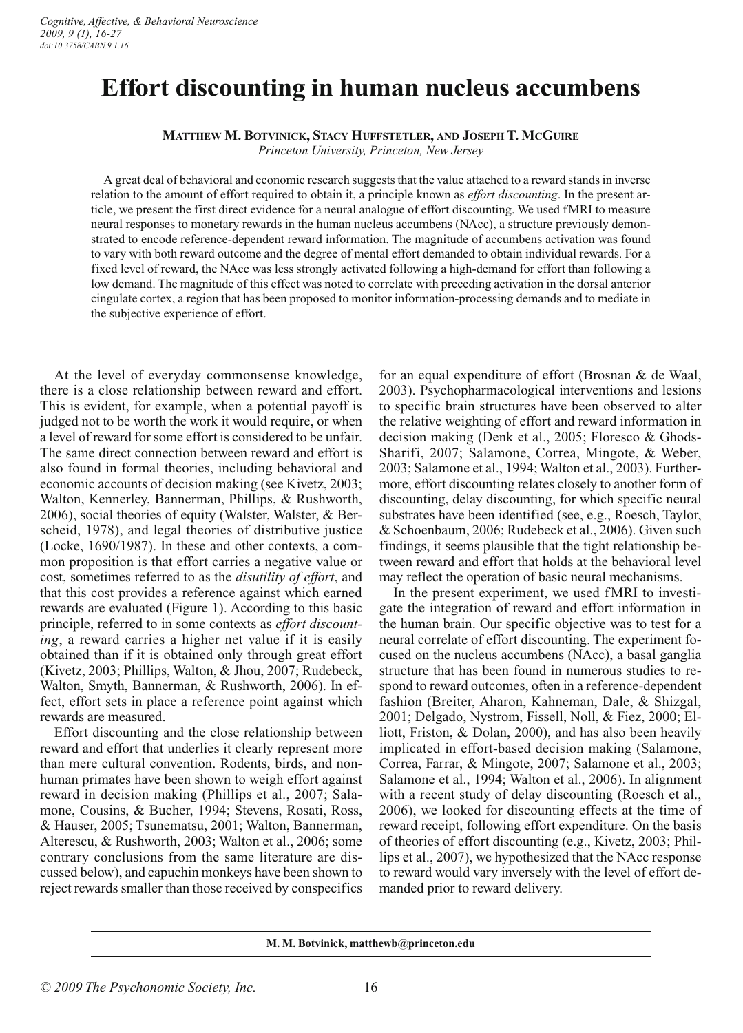# Effort discounting in human nucleus accumbens

**Matthew M. Botvinick, Stacy Huffstetler, and Joseph T. McGuire**
*Princeton University, Princeton, New Jersey*

A great deal of behavioral and economic research suggests that the value attached to a reward stands in inverse relation to the amount of effort required to obtain it, a principle known as *effort discounting*. In the present article, we present the first direct evidence for a neural analogue of effort discounting. We used fMRI to measure neural responses to monetary rewards in the human nucleus accumbens (NAcc), a structure previously demonstrated to encode reference-dependent reward information. The magnitude of accumbens activation was found to vary with both reward outcome and the degree of mental effort demanded to obtain individual rewards. For a fixed level of reward, the NAcc was less strongly activated following a high-demand for effort than following a low demand. The magnitude of this effect was noted to correlate with preceding activation in the dorsal anterior cingulate cortex, a region that has been proposed to monitor information-processing demands and to mediate in the subjective experience of effort.

At the level of everyday commonsense knowledge, there is a close relationship between reward and effort. This is evident, for example, when a potential payoff is judged not to be worth the work it would require, or when a level of reward for some effort is considered to be unfair. The same direct connection between reward and effort is also found in formal theories, including behavioral and economic accounts of decision making (see Kivetz, 2003; Walton, Kennerley, Bannerman, Phillips, & Rushworth, 2006), social theories of equity (Walster, Walster, & Berscheid, 1978), and legal theories of distributive justice (Locke, 1690/1987). In these and other contexts, a common proposition is that effort carries a negative value or cost, sometimes referred to as the *disutility of effort*, and that this cost provides a reference against which earned rewards are evaluated (Figure 1). According to this basic principle, referred to in some contexts as *effort discounting*, a reward carries a higher net value if it is easily obtained than if it is obtained only through great effort (Kivetz, 2003; Phillips, Walton, & Jhou, 2007; Rudebeck, Walton, Smyth, Bannerman, & Rushworth, 2006). In effect, effort sets in place a reference point against which rewards are measured.

Effort discounting and the close relationship between reward and effort that underlies it clearly represent more than mere cultural convention. Rodents, birds, and nonhuman primates have been shown to weigh effort against reward in decision making (Phillips et al., 2007; Salamone, Cousins, & Bucher, 1994; Stevens, Rosati, Ross, & Hauser, 2005; Tsunematsu, 2001; Walton, Bannerman, Alterescu, & Rushworth, 2003; Walton et al., 2006; some contrary conclusions from the same literature are discussed below), and capuchin monkeys have been shown to reject rewards smaller than those received by conspecifics for an equal expenditure of effort (Brosnan & de Waal, 2003). Psychopharmacological interventions and lesions to specific brain structures have been observed to alter the relative weighting of effort and reward information in decision making (Denk et al., 2005; Floresco & Ghods-Sharifi, 2007; Salamone, Correa, Mingote, & Weber, 2003; Salamone et al., 1994; Walton et al., 2003). Furthermore, effort discounting relates closely to another form of discounting, delay discounting, for which specific neural substrates have been identified (see, e.g., Roesch, Taylor, & Schoenbaum, 2006; Rudebeck et al., 2006). Given such findings, it seems plausible that the tight relationship between reward and effort that holds at the behavioral level may reflect the operation of basic neural mechanisms.

In the present experiment, we used fMRI to investigate the integration of reward and effort information in the human brain. Our specific objective was to test for a neural correlate of effort discounting. The experiment focused on the nucleus accumbens (NAcc), a basal ganglia structure that has been found in numerous studies to respond to reward outcomes, often in a reference-dependent fashion (Breiter, Aharon, Kahneman, Dale, & Shizgal, 2001; Delgado, Nystrom, Fissell, Noll, & Fiez, 2000; Elliott, Friston, & Dolan, 2000), and has also been heavily implicated in effort-based decision making (Salamone, Correa, Farrar, & Mingote, 2007; Salamone et al., 2003; Salamone et al., 1994; Walton et al., 2006). In alignment with a recent study of delay discounting (Roesch et al., 2006), we looked for discounting effects at the time of reward receipt, following effort expenditure. On the basis of theories of effort discounting (e.g., Kivetz, 2003; Phillips et al., 2007), we hypothesized that the NAcc response to reward would vary inversely with the level of effort demanded prior to reward delivery.

M. M. Botvinick, matthewb@princeton.edu

© 2009 The Psychonomic Society, Inc.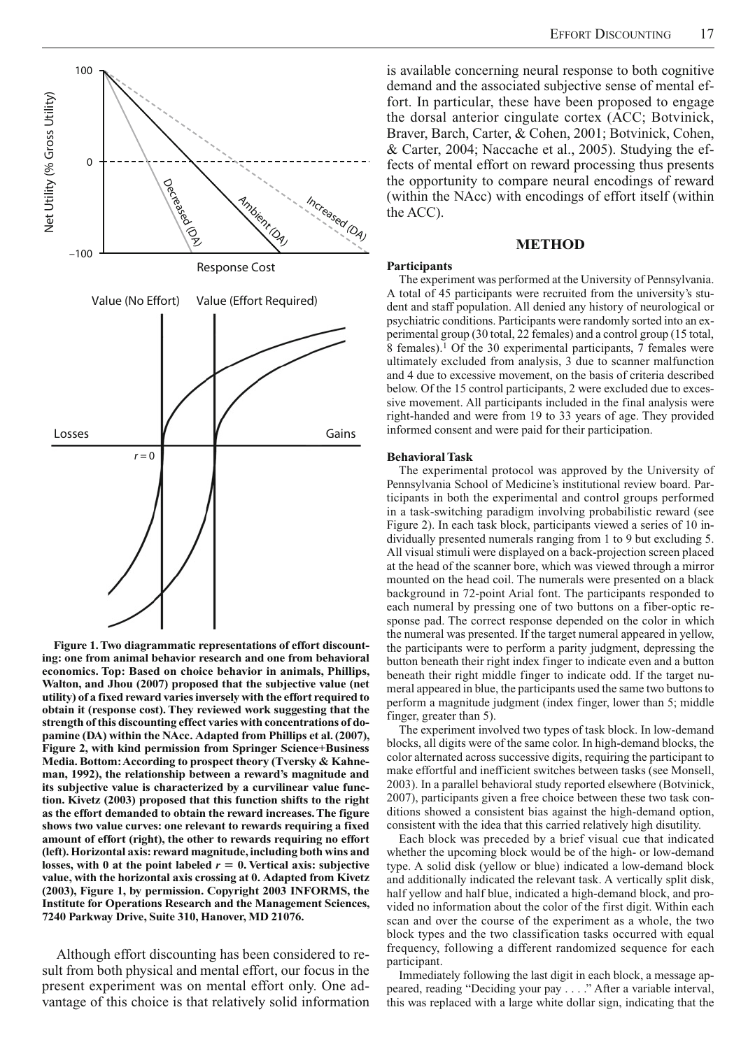**Figure 1. Two diagrammatic representations of effort discounting: one from animal behavior research and one from behavioral economics. Top: Based on choice behavior in animals, Phillips, Walton, and Jhou (2007) proposed that the subjective value (net utility) of a fixed reward varies inversely with the effort required to obtain it (response cost). They reviewed work suggesting that the strength of this discounting effect varies with concentrations of dopamine (DA) within the NAcc. Adapted from Phillips et al. (2007), Figure 2, with kind permission from Springer Science+Business Media. Bottom: According to prospect theory (Tversky & Kahneman, 1992), the relationship between a reward's magnitude and its subjective value is characterized by a curvilinear value function. Kivetz (2003) proposed that this function shifts to the right as the effort demanded to obtain the reward increases. The figure shows two value curves: one relevant to rewards requiring a fixed amount of effort (right), the other to rewards requiring no effort (left). Horizontal axis: reward magnitude, including both wins and losses, with 0 at the point labeled $r = 0$. Vertical axis: subjective value, with the horizontal axis crossing at 0. Adapted from Kivetz (2003), Figure 1, by permission. Copyright 2003 INFORMS, the Institute for Operations Research and the Management Sciences, 7240 Parkway Drive, Suite 310, Hanover, MD 21076.**

Although effort discounting has been considered to result from both physical and mental effort, our focus in the present experiment was on mental effort only. One advantage of this choice is that relatively solid information is available concerning neural response to both cognitive demand and the associated subjective sense of mental effort. In particular, these have been proposed to engage the dorsal anterior cingulate cortex (ACC; Botvinick, Braver, Barch, Carter, & Cohen, 2001; Botvinick, Cohen, & Carter, 2004; Naccache et al., 2005). Studying the effects of mental effort on reward processing thus presents the opportunity to compare neural encodings of reward (within the NAcc) with encodings of effort itself (within the ACC).

## METHOD

### Participants

The experiment was performed at the University of Pennsylvania. A total of 45 participants were recruited from the university's student and staff population. All denied any history of neurological or psychiatric conditions. Participants were randomly sorted into an experimental group (30 total, 22 females) and a control group (15 total, 8 females).[1] Of the 30 experimental participants, 7 females were ultimately excluded from analysis, 3 due to scanner malfunction and 4 due to excessive movement, on the basis of criteria described below. Of the 15 control participants, 2 were excluded due to excessive movement. All participants included in the final analysis were right-handed and were from 19 to 33 years of age. They provided informed consent and were paid for their participation.

### Behavioral Task

The experimental protocol was approved by the University of Pennsylvania School of Medicine's institutional review board. Participants in both the experimental and control groups performed in a task-switching paradigm involving probabilistic reward (see Figure 2). In each task block, participants viewed a series of 10 individually presented numerals ranging from 1 to 9 but excluding 5. All visual stimuli were displayed on a back-projection screen placed at the head of the scanner bore, which was viewed through a mirror mounted on the head coil. The numerals were presented on a black background in 72-point Arial font. The participants responded to each numeral by pressing one of two buttons on a fiber-optic response pad. The correct response depended on the color in which the numeral was presented. If the target numeral appeared in yellow, the participants were to perform a parity judgment, depressing the button beneath their right index finger to indicate even and a button beneath their right middle finger to indicate odd. If the target numeral appeared in blue, the participants used the same two buttons to perform a magnitude judgment (index finger, lower than 5; middle finger, greater than 5).

The experiment involved two types of task block. In low-demand blocks, all digits were of the same color. In high-demand blocks, the color alternated across successive digits, requiring the participant to make effortful and inefficient switches between tasks (see Monsell, 2003). In a parallel behavioral study reported elsewhere (Botvinick, 2007), participants given a free choice between these two task conditions showed a consistent bias against the high-demand option, consistent with the idea that this carried relatively high disutility.

Each block was preceded by a brief visual cue that indicated whether the upcoming block would be of the high- or low-demand type. A solid disk (yellow or blue) indicated a low-demand block and additionally indicated the relevant task. A vertically split disk, half yellow and half blue, indicated a high-demand block, and provided no information about the color of the first digit. Within each scan and over the course of the experiment as a whole, the two block types and the two classification tasks occurred with equal frequency, following a different randomized sequence for each participant.

Immediately following the last digit in each block, a message appeared, reading "Deciding your pay . . . ." After a variable interval, this was replaced with a large white dollar sign, indicating that the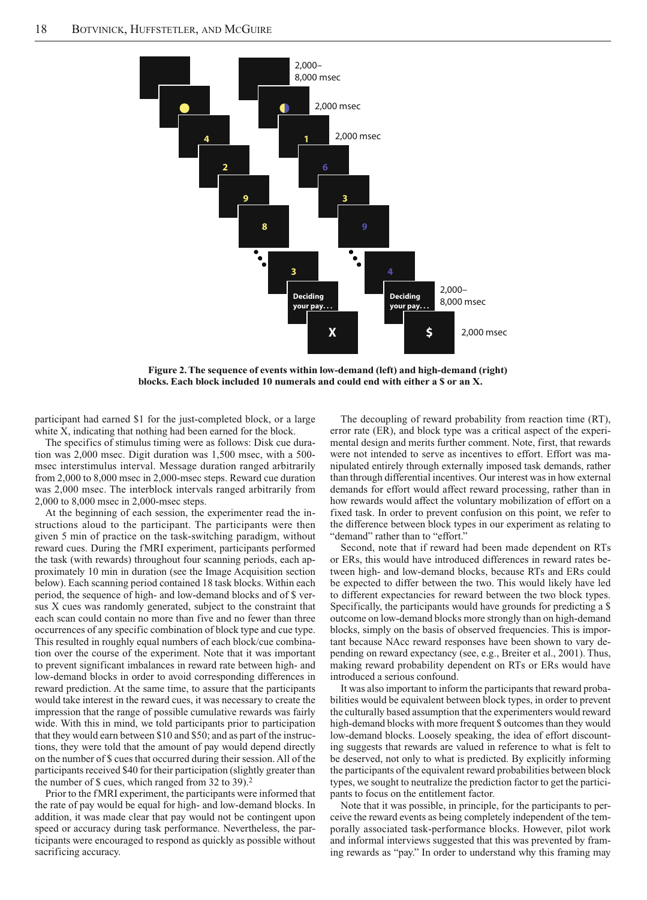2,000–
8,000 msec

2,000 msec

2,000 msec

4

2

9

8

3

Deciding your pay...

X

1

6

3

9

4

Deciding your pay...

2,000–
8,000 msec

$

2,000 msec

**Figure 2. The sequence of events within low-demand (left) and high-demand (right) blocks. Each block included 10 numerals and could end with either a $ or an X.**

participant had earned $1 for the just-completed block, or a large white X, indicating that nothing had been earned for the block.

The specifics of stimulus timing were as follows: Disk cue duration was 2,000 msec. Digit duration was 1,500 msec, with a 500-msec interstimulus interval. Message duration ranged arbitrarily from 2,000 to 8,000 msec in 2,000-msec steps. Reward cue duration was 2,000 msec. The interblock intervals ranged arbitrarily from 2,000 to 8,000 msec in 2,000-msec steps.

At the beginning of each session, the experimenter read the instructions aloud to the participant. The participants were then given 5 min of practice on the task-switching paradigm, without reward cues. During the fMRI experiment, participants performed the task (with rewards) throughout four scanning periods, each approximately 10 min in duration (see the Image Acquisition section below). Each scanning period contained 18 task blocks. Within each period, the sequence of high- and low-demand blocks and of $ versus X cues was randomly generated, subject to the constraint that each scan could contain no more than five and no fewer than three occurrences of any specific combination of block type and cue type. This resulted in roughly equal numbers of each block/cue combination over the course of the experiment. Note that it was important to prevent significant imbalances in reward rate between high- and low-demand blocks in order to avoid corresponding differences in reward prediction. At the same time, to assure that the participants would take interest in the reward cues, it was necessary to create the impression that the range of possible cumulative rewards was fairly wide. With this in mind, we told participants prior to participation that they would earn between $10 and $50; and as part of the instructions, they were told that the amount of pay would depend directly on the number of $ cues that occurred during their session. All of the participants received $40 for their participation (slightly greater than the number of $ cues, which ranged from 32 to 39).[2]

Prior to the fMRI experiment, the participants were informed that the rate of pay would be equal for high- and low-demand blocks. In addition, it was made clear that pay would not be contingent upon speed or accuracy during task performance. Nevertheless, the participants were encouraged to respond as quickly as possible without sacrificing accuracy.

The decoupling of reward probability from reaction time (RT), error rate (ER), and block type was a critical aspect of the experimental design and merits further comment. Note, first, that rewards were not intended to serve as incentives to effort. Effort was manipulated entirely through externally imposed task demands, rather than through differential incentives. Our interest was in how external demands for effort would affect reward processing, rather than in how rewards would affect the voluntary mobilization of effort on a fixed task. In order to prevent confusion on this point, we refer to the difference between block types in our experiment as relating to "demand" rather than to "effort."

Second, note that if reward had been made dependent on RTs or ERs, this would have introduced differences in reward rates between high- and low-demand blocks, because RTs and ERs could be expected to differ between the two. This would likely have led to different expectancies for reward between the two block types. Specifically, the participants would have grounds for predicting a $ outcome on low-demand blocks more strongly than on high-demand blocks, simply on the basis of observed frequencies. This is important because NAcc reward responses have been shown to vary depending on reward expectancy (see, e.g., Breiter et al., 2001). Thus, making reward probability dependent on RTs or ERs would have introduced a serious confound.

It was also important to inform the participants that reward probabilities would be equivalent between block types, in order to prevent the culturally based assumption that the experimenters would reward high-demand blocks with more frequent $ outcomes than they would low-demand blocks. Loosely speaking, the idea of effort discounting suggests that rewards are valued in reference to what is felt to be deserved, not only to what is predicted. By explicitly informing the participants of the equivalent reward probabilities between block types, we sought to neutralize the prediction factor to get the participants to focus on the entitlement factor.

Note that it was possible, in principle, for the participants to perceive the reward events as being completely independent of the temporally associated task-performance blocks. However, pilot work and informal interviews suggested that this was prevented by framing rewards as "pay." In order to understand why this framing may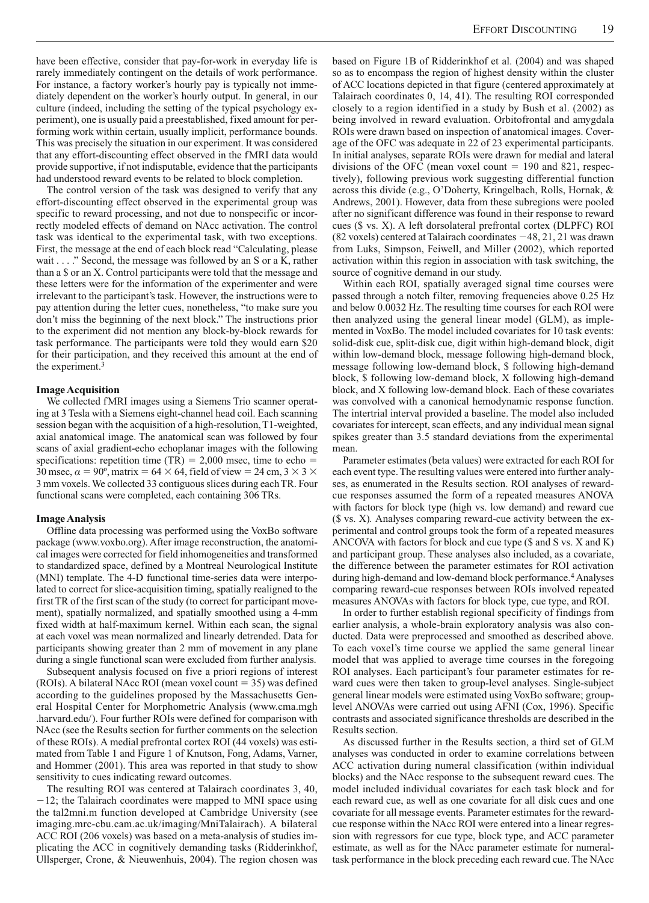have been effective, consider that pay-for-work in everyday life is rarely immediately contingent on the details of work performance. For instance, a factory worker's hourly pay is typically not immediately dependent on the worker's hourly output. In general, in our culture (indeed, including the setting of the typical psychology experiment), one is usually paid a preestablished, fixed amount for performing work within certain, usually implicit, performance bounds. This was precisely the situation in our experiment. It was considered that any effort-discounting effect observed in the fMRI data would provide supportive, if not indisputable, evidence that the participants had understood reward events to be related to block completion.

The control version of the task was designed to verify that any effort-discounting effect observed in the experimental group was specific to reward processing, and not due to nonspecific or incorrectly modeled effects of demand on NAcc activation. The control task was identical to the experimental task, with two exceptions. First, the message at the end of each block read "Calculating, please wait . . . ." Second, the message was followed by an S or a K, rather than a $ or an X. Control participants were told that the message and these letters were for the information of the experimenter and were irrelevant to the participant's task. However, the instructions were to pay attention during the letter cues, nonetheless, "to make sure you don't miss the beginning of the next block." The instructions prior to the experiment did not mention any block-by-block rewards for task performance. The participants were told they would earn $20 for their participation, and they received this amount at the end of the experiment.[3]

### Image Acquisition

We collected fMRI images using a Siemens Trio scanner operating at 3 Tesla with a Siemens eight-channel head coil. Each scanning session began with the acquisition of a high-resolution, T1-weighted, axial anatomical image. The anatomical scan was followed by four scans of axial gradient-echo echoplanar images with the following specifications: repetition time (TR) = 2,000 msec, time to echo = 30 msec, $\alpha = 90^{\circ}$, matrix = 64 × 64, field of view = 24 cm, 3 × 3 × 3 mm voxels. We collected 33 contiguous slices during each TR. Four functional scans were completed, each containing 306 TRs.

### Image Analysis

Offline data processing was performed using the VoxBo software package (www.voxbo.org). After image reconstruction, the anatomical images were corrected for field inhomogeneities and transformed to standardized space, defined by a Montreal Neurological Institute (MNI) template. The 4-D functional time-series data were interpolated to correct for slice-acquisition timing, spatially realigned to the first TR of the first scan of the study (to correct for participant movement), spatially normalized, and spatially smoothed using a 4-mm fixed width at half-maximum kernel. Within each scan, the signal at each voxel was mean normalized and linearly detrended. Data for participants showing greater than 2 mm of movement in any plane during a single functional scan were excluded from further analysis.

Subsequent analysis focused on five a priori regions of interest (ROIs). A bilateral NAcc ROI (mean voxel count = 35) was defined according to the guidelines proposed by the Massachusetts General Hospital Center for Morphometric Analysis (www.cma.mgh.harvard.edu/). Four further ROIs were defined for comparison with NAcc (see the Results section for further comments on the selection of these ROIs). A medial prefrontal cortex ROI (44 voxels) was estimated from Table 1 and Figure 1 of Knutson, Fong, Adams, Varner, and Hommer (2001). This area was reported in that study to show sensitivity to cues indicating reward outcomes.

The resulting ROI was centered at Talairach coordinates 3, 40, −12; the Talairach coordinates were mapped to MNI space using the tal2mni.m function developed at Cambridge University (see imaging.mrc-cbu.cam.ac.uk/imaging/MniTalairach). A bilateral ACC ROI (206 voxels) was based on a meta-analysis of studies implicating the ACC in cognitively demanding tasks (Ridderinkhof, Ullsperger, Crone, & Nieuwenhuis, 2004). The region chosen was based on Figure 1B of Ridderinkhof et al. (2004) and was shaped so as to encompass the region of highest density within the cluster of ACC locations depicted in that figure (centered approximately at Talairach coordinates 0, 14, 41). The resulting ROI corresponded closely to a region identified in a study by Bush et al. (2002) as being involved in reward evaluation. Orbitofrontal and amygdala ROIs were drawn based on inspection of anatomical images. Coverage of the OFC was adequate in 22 of 23 experimental participants. In initial analyses, separate ROIs were drawn for medial and lateral divisions of the OFC (mean voxel count = 190 and 821, respectively), following previous work suggesting differential function across this divide (e.g., O'Doherty, Kringelbach, Rolls, Hornak, & Andrews, 2001). However, data from these subregions were pooled after no significant difference was found in their response to reward cues ($ vs. X). A left dorsolateral prefrontal cortex (DLPFC) ROI (82 voxels) centered at Talairach coordinates −48, 21, 21 was drawn from Luks, Simpson, Feiwell, and Miller (2002), which reported activation within this region in association with task switching, the source of cognitive demand in our study.

Within each ROI, spatially averaged signal time courses were passed through a notch filter, removing frequencies above 0.25 Hz and below 0.0032 Hz. The resulting time courses for each ROI were then analyzed using the general linear model (GLM), as implemented in VoxBo. The model included covariates for 10 task events: solid-disk cue, split-disk cue, digit within high-demand block, digit within low-demand block, message following high-demand block, message following low-demand block, $ following high-demand block, $ following low-demand block, X following high-demand block, and X following low-demand block. Each of these covariates was convolved with a canonical hemodynamic response function. The intertrial interval provided a baseline. The model also included covariates for intercept, scan effects, and any individual mean signal spikes greater than 3.5 standard deviations from the experimental mean.

Parameter estimates (beta values) were extracted for each ROI for each event type. The resulting values were entered into further analyses, as enumerated in the Results section. ROI analyses of reward-cue responses assumed the form of a repeated measures ANOVA with factors for block type (high vs. low demand) and reward cue ($ vs. X). Analyses comparing reward-cue activity between the experimental and control groups took the form of a repeated measures ANCOVA with factors for block and cue type ($ and S vs. X and K) and participant group. These analyses also included, as a covariate, the difference between the parameter estimates for ROI activation during high-demand and low-demand block performance.[4] Analyses comparing reward-cue responses between ROIs involved repeated measures ANOVAs with factors for block type, cue type, and ROI.

In order to further establish regional specificity of findings from earlier analysis, a whole-brain exploratory analysis was also conducted. Data were preprocessed and smoothed as described above. To each voxel's time course we applied the same general linear model that was applied to average time courses in the foregoing ROI analyses. Each participant's four parameter estimates for reward cues were then taken to group-level analyses. Single-subject general linear models were estimated using VoxBo software; group-level ANOVAs were carried out using AFNI (Cox, 1996). Specific contrasts and associated significance thresholds are described in the Results section.

As discussed further in the Results section, a third set of GLM analyses was conducted in order to examine correlations between ACC activation during numeral classification (within individual blocks) and the NAcc response to the subsequent reward cues. The model included individual covariates for each task block and for each reward cue, as well as one covariate for all disk cues and one covariate for all message events. Parameter estimates for the reward-cue response within the NAcc ROI were entered into a linear regression with regressors for cue type, block type, and ACC parameter estimate, as well as for the NAcc parameter estimate for numeral-task performance in the block preceding each reward cue. The NAcc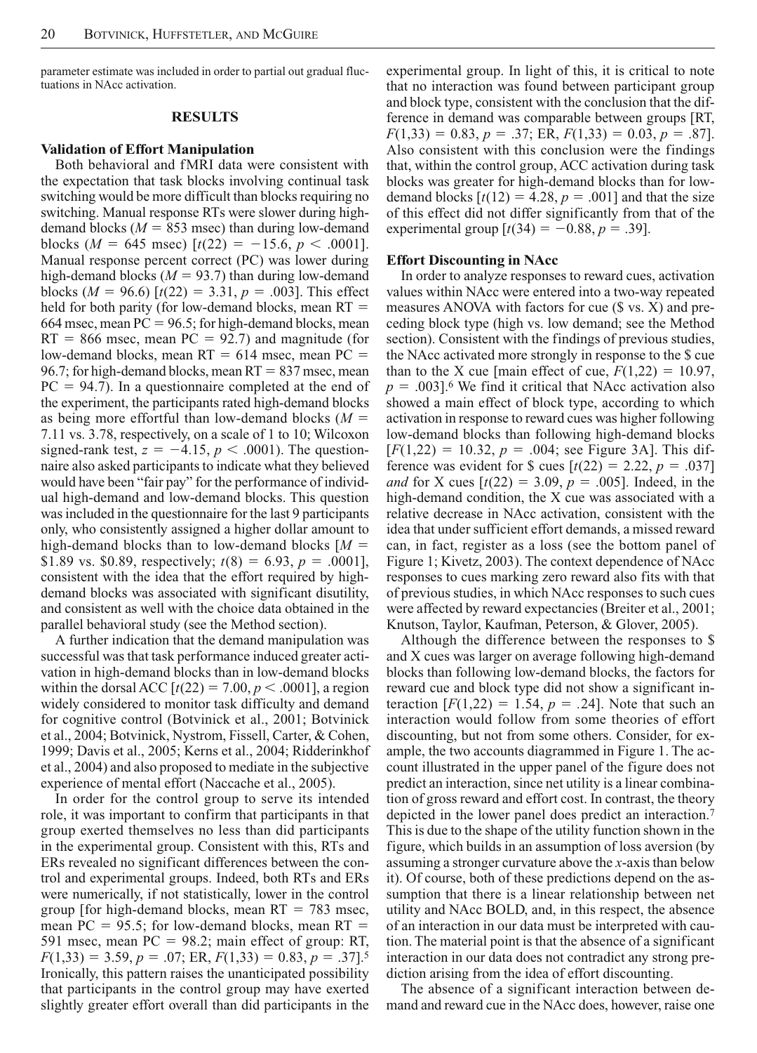parameter estimate was included in order to partial out gradual fluctuations in NAcc activation.

## RESULTS

### Validation of Effort Manipulation

Both behavioral and fMRI data were consistent with the expectation that task blocks involving continual task switching would be more difficult than blocks requiring no switching. Manual response RTs were slower during high-demand blocks ($M = 853$ msec) than during low-demand blocks ($M = 645$ msec) [$t(22) = -15.6$, $p < .0001$]. Manual response percent correct (PC) was lower during high-demand blocks ($M = 93.7$) than during low-demand blocks ($M = 96.6$) [$t(22) = 3.31$, $p = .003$]. This effect held for both parity (for low-demand blocks, mean RT = 664 msec, mean PC = 96.5; for high-demand blocks, mean RT = 866 msec, mean PC = 92.7) and magnitude (for low-demand blocks, mean RT = 614 msec, mean PC = 96.7; for high-demand blocks, mean RT = 837 msec, mean PC = 94.7). In a questionnaire completed at the end of the experiment, the participants rated high-demand blocks as being more effortful than low-demand blocks ($M = 7.11$ vs. 3.78, respectively, on a scale of 1 to 10; Wilcoxon signed-rank test, $z = -4.15$, $p < .0001$). The questionnaire also asked participants to indicate what they believed would have been "fair pay" for the performance of individual high-demand and low-demand blocks. This question was included in the questionnaire for the last 9 participants only, who consistently assigned a higher dollar amount to high-demand blocks than to low-demand blocks [$M =$ \$1.89 vs. \$0.89, respectively; $t(8) = 6.93$, $p = .0001$], consistent with the idea that the effort required by high-demand blocks was associated with significant disutility, and consistent as well with the choice data obtained in the parallel behavioral study (see the Method section).

A further indication that the demand manipulation was successful was that task performance induced greater activation in high-demand blocks than in low-demand blocks within the dorsal ACC [$t(22) = 7.00$, $p < .0001$], a region widely considered to monitor task difficulty and demand for cognitive control (Botvinick et al., 2001; Botvinick et al., 2004; Botvinick, Nystrom, Fissell, Carter, & Cohen, 1999; Davis et al., 2005; Kerns et al., 2004; Ridderinkhof et al., 2004) and also proposed to mediate in the subjective experience of mental effort (Naccache et al., 2005).

In order for the control group to serve its intended role, it was important to confirm that participants in that group exerted themselves no less than did participants in the experimental group. Consistent with this, RTs and ERs revealed no significant differences between the control and experimental groups. Indeed, both RTs and ERs were numerically, if not statistically, lower in the control group [for high-demand blocks, mean RT = 783 msec, mean PC = 95.5; for low-demand blocks, mean RT = 591 msec, mean PC = 98.2; main effect of group: RT, $F(1,33) = 3.59$, $p = .07$; ER, $F(1,33) = 0.83$, $p = .37$].[5] Ironically, this pattern raises the unanticipated possibility that participants in the control group may have exerted slightly greater effort overall than did participants in the experimental group. In light of this, it is critical to note that no interaction was found between participant group and block type, consistent with the conclusion that the difference in demand was comparable between groups [RT, $F(1,33) = 0.83$, $p = .37$; ER, $F(1,33) = 0.03$, $p = .87$]. Also consistent with this conclusion were the findings that, within the control group, ACC activation during task blocks was greater for high-demand blocks than for low-demand blocks [$t(12) = 4.28$, $p = .001$] and that the size of this effect did not differ significantly from that of the experimental group [$t(34) = -0.88$, $p = .39$].

### Effort Discounting in NAcc

In order to analyze responses to reward cues, activation values within NAcc were entered into a two-way repeated measures ANOVA with factors for cue (\$ vs. X) and preceding block type (high vs. low demand; see the Method section). Consistent with the findings of previous studies, the NAcc activated more strongly in response to the \$ cue than to the X cue [main effect of cue, $F(1,22) = 10.97$, $p = .003$].[6] We find it critical that NAcc activation also showed a main effect of block type, according to which activation in response to reward cues was higher following low-demand blocks than following high-demand blocks [$F(1,22) = 10.32$, $p = .004$; see Figure 3A]. This difference was evident for \$ cues [$t(22) = 2.22$, $p = .037$] *and* for X cues [$t(22) = 3.09$, $p = .005$]. Indeed, in the high-demand condition, the X cue was associated with a relative decrease in NAcc activation, consistent with the idea that under sufficient effort demands, a missed reward can, in fact, register as a loss (see the bottom panel of Figure 1; Kivetz, 2003). The context dependence of NAcc responses to cues marking zero reward also fits with that of previous studies, in which NAcc responses to such cues were affected by reward expectancies (Breiter et al., 2001; Knutson, Taylor, Kaufman, Peterson, & Glover, 2005).

Although the difference between the responses to \$ and X cues was larger on average following high-demand blocks than following low-demand blocks, the factors for reward cue and block type did not show a significant interaction [$F(1,22) = 1.54$, $p = .24$]. Note that such an interaction would follow from some theories of effort discounting, but not from some others. Consider, for example, the two accounts diagrammed in Figure 1. The account illustrated in the upper panel of the figure does not predict an interaction, since net utility is a linear combination of gross reward and effort cost. In contrast, the theory depicted in the lower panel does predict an interaction.[7] This is due to the shape of the utility function shown in the figure, which builds in an assumption of loss aversion (by assuming a stronger curvature above the *x*-axis than below it). Of course, both of these predictions depend on the assumption that there is a linear relationship between net utility and NAcc BOLD, and, in this respect, the absence of an interaction in our data must be interpreted with caution. The material point is that the absence of a significant interaction in our data does not contradict any strong prediction arising from the idea of effort discounting.

The absence of a significant interaction between demand and reward cue in the NAcc does, however, raise one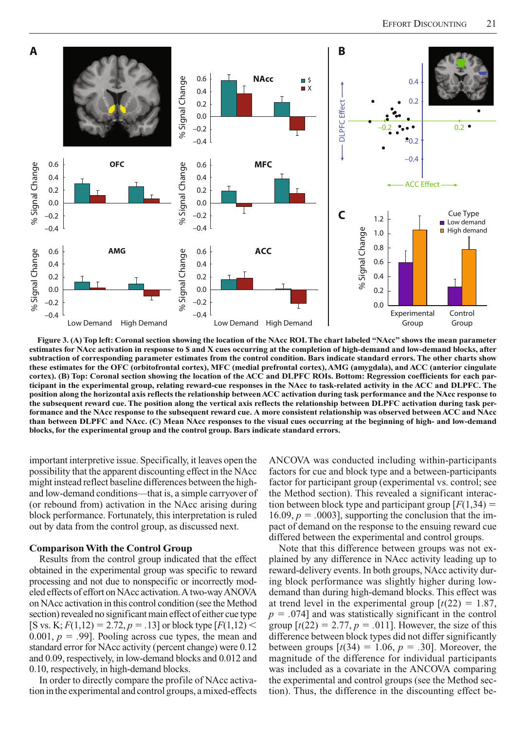**Figure 3. (A) Top left: Coronal section showing the location of the NAcc ROI. The chart labeled "NAcc" shows the mean parameter estimates for NAcc activation in response to $ and X cues occurring at the completion of high-demand and low-demand blocks, after subtraction of corresponding parameter estimates from the control condition. Bars indicate standard errors. The other charts show these estimates for the OFC (orbitofrontal cortex), MFC (medial prefrontal cortex), AMG (amygdala), and ACC (anterior cingulate cortex). (B) Top: Coronal section showing the location of the ACC and DLPFC ROIs. Bottom: Regression coefficients for each participant in the experimental group, relating reward-cue responses in the NAcc to task-related activity in the ACC and DLPFC. The position along the horizontal axis reflects the relationship between ACC activation during task performance and the NAcc response to the subsequent reward cue. The position along the vertical axis reflects the relationship between DLPFC activation during task performance and the NAcc response to the subsequent reward cue. A more consistent relationship was observed between ACC and NAcc than between DLPFC and NAcc. (C) Mean NAcc responses to the visual cues occurring at the beginning of high- and low-demand blocks, for the experimental group and the control group. Bars indicate standard errors.**

important interpretive issue. Specifically, it leaves open the possibility that the apparent discounting effect in the NAcc might instead reflect baseline differences between the high- and low-demand conditions—that is, a simple carryover of (or rebound from) activation in the NAcc arising during block performance. Fortunately, this interpretation is ruled out by data from the control group, as discussed next.

### Comparison With the Control Group

Results from the control group indicated that the effect obtained in the experimental group was specific to reward processing and not due to nonspecific or incorrectly modeled effects of effort on NAcc activation. A two-way ANOVA on NAcc activation in this control condition (see the Method section) revealed no significant main effect of either cue type [S vs. K; $F(1,12) = 2.72$, $p = .13$] or block type [$F(1,12) < 0.001$, $p = .99$]. Pooling across cue types, the mean and standard error for NAcc activity (percent change) were 0.12 and 0.09, respectively, in low-demand blocks and 0.012 and 0.10, respectively, in high-demand blocks.

In order to directly compare the profile of NAcc activation in the experimental and control groups, a mixed-effects ANCOVA was conducted including within-participants factors for cue and block type and a between-participants factor for participant group (experimental vs. control; see the Method section). This revealed a significant interaction between block type and participant group [$F(1,34) = 16.09$, $p = .0003$], supporting the conclusion that the impact of demand on the response to the ensuing reward cue differed between the experimental and control groups.

Note that this difference between groups was not explained by any difference in NAcc activity leading up to reward-delivery events. In both groups, NAcc activity during block performance was slightly higher during low-demand than during high-demand blocks. This effect was at trend level in the experimental group [$t(22) = 1.87$, $p = .074$] and was statistically significant in the control group [$t(22) = 2.77$, $p = .011$]. However, the size of this difference between block types did not differ significantly between groups [$t(34) = 1.06$, $p = .30$]. Moreover, the magnitude of the difference for individual participants was included as a covariate in the ANCOVA comparing the experimental and control groups (see the Method section). Thus, the difference in the discounting effect be-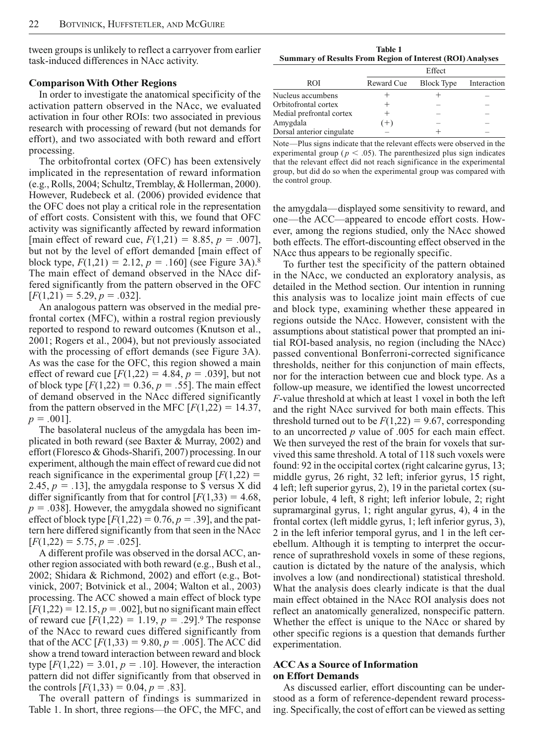tween groups is unlikely to reflect a carryover from earlier task-induced differences in NAcc activity.

### Comparison With Other Regions

In order to investigate the anatomical specificity of the activation pattern observed in the NAcc, we evaluated activation in four other ROIs: two associated in previous research with processing of reward (but not demands for effort), and two associated with both reward and effort processing.

The orbitofrontal cortex (OFC) has been extensively implicated in the representation of reward information (e.g., Rolls, 2004; Schultz, Tremblay, & Hollerman, 2000). However, Rudebeck et al. (2006) provided evidence that the OFC does not play a critical role in the representation of effort costs. Consistent with this, we found that OFC activity was significantly affected by reward information [main effect of reward cue, $F(1,21) = 8.85$, $p = .007$], but not by the level of effort demanded [main effect of block type, $F(1,21) = 2.12$, $p = .160$] (see Figure 3A).[8] The main effect of demand observed in the NAcc differed significantly from the pattern observed in the OFC [$F(1,21) = 5.29$, $p = .032$].

An analogous pattern was observed in the medial prefrontal cortex (MFC), within a rostral region previously reported to respond to reward outcomes (Knutson et al., 2001; Rogers et al., 2004), but not previously associated with the processing of effort demands (see Figure 3A). As was the case for the OFC, this region showed a main effect of reward cue [$F(1,22) = 4.84$, $p = .039$], but not of block type [$F(1,22) = 0.36$, $p = .55$]. The main effect of demand observed in the NAcc differed significantly from the pattern observed in the MFC [$F(1,22) = 14.37$, $p = .001$].

The basolateral nucleus of the amygdala has been implicated in both reward (see Baxter & Murray, 2002) and effort (Floresco & Ghods-Sharifi, 2007) processing. In our experiment, although the main effect of reward cue did not reach significance in the experimental group [$F(1,22) = 2.45$, $p = .13$], the amygdala response to $ versus X did differ significantly from that for control [$F(1,33) = 4.68$, $p = .038$]. However, the amygdala showed no significant effect of block type [$F(1,22) = 0.76$, $p = .39$], and the pattern here differed significantly from that seen in the NAcc [$F(1,22) = 5.75$, $p = .025$].

A different profile was observed in the dorsal ACC, another region associated with both reward (e.g., Bush et al., 2002; Shidara & Richmond, 2002) and effort (e.g., Botvinick, 2007; Botvinick et al., 2004; Walton et al., 2003) processing. The ACC showed a main effect of block type [$F(1,22) = 12.15$, $p = .002$], but no significant main effect of reward cue [$F(1,22) = 1.19$, $p = .29$].[9] The response of the NAcc to reward cues differed significantly from that of the ACC [$F(1,33) = 9.80$, $p = .005$]. The ACC did show a trend toward interaction between reward and block type [$F(1,22) = 3.01$, $p = .10$]. However, the interaction pattern did not differ significantly from that observed in the controls [$F(1,33) = 0.04$, $p = .83$].

The overall pattern of findings is summarized in Table 1. In short, three regions—the OFC, the MFC, and the amygdala—displayed some sensitivity to reward, and one—the ACC—appeared to encode effort costs. However, among the regions studied, only the NAcc showed both effects. The effort-discounting effect observed in the NAcc thus appears to be regionally specific.

**Table 1**
**Summary of Results From Region of Interest (ROI) Analyses**

| ROI | Effect | | |
|---|---|---|---|
| | Reward Cue | Block Type | Interaction |
| Nucleus accumbens | + | + | – |
| Orbitofrontal cortex | + | – | – |
| Medial prefrontal cortex | + | – | – |
| Amygdala | (+) | – | – |
| Dorsal anterior cingulate | – | + | – |

Note—Plus signs indicate that the relevant effects were observed in the experimental group ($p < .05$). The parenthesized plus sign indicates that the relevant effect did not reach significance in the experimental group, but did do so when the experimental group was compared with the control group.

To further test the specificity of the pattern obtained in the NAcc, we conducted an exploratory analysis, as detailed in the Method section. Our intention in running this analysis was to localize joint main effects of cue and block type, examining whether these appeared in regions outside the NAcc. However, consistent with the assumptions about statistical power that prompted an initial ROI-based analysis, no region (including the NAcc) passed conventional Bonferroni-corrected significance thresholds, neither for this conjunction of main effects, nor for the interaction between cue and block type. As a follow-up measure, we identified the lowest uncorrected $F$-value threshold at which at least 1 voxel in both the left and the right NAcc survived for both main effects. This threshold turned out to be $F(1,22) = 9.67$, corresponding to an uncorrected $p$ value of .005 for each main effect. We then surveyed the rest of the brain for voxels that survived this same threshold. A total of 118 such voxels were found: 92 in the occipital cortex (right calcarine gyrus, 13; middle gyrus, 26 right, 32 left; inferior gyrus, 15 right, 4 left; left superior gyrus, 2), 19 in the parietal cortex (superior lobule, 4 left, 8 right; left inferior lobule, 2; right supramarginal gyrus, 1; right angular gyrus, 4), 4 in the frontal cortex (left middle gyrus, 1; left inferior gyrus, 3), 2 in the left inferior temporal gyrus, and 1 in the left cerebellum. Although it is tempting to interpret the occurrence of suprathreshold voxels in some of these regions, caution is dictated by the nature of the analysis, which involves a low (and nondirectional) statistical threshold. What the analysis does clearly indicate is that the dual main effect obtained in the NAcc ROI analysis does not reflect an anatomically generalized, nonspecific pattern. Whether the effect is unique to the NAcc or shared by other specific regions is a question that demands further experimentation.

### ACC As a Source of Information on Effort Demands

As discussed earlier, effort discounting can be understood as a form of reference-dependent reward processing. Specifically, the cost of effort can be viewed as setting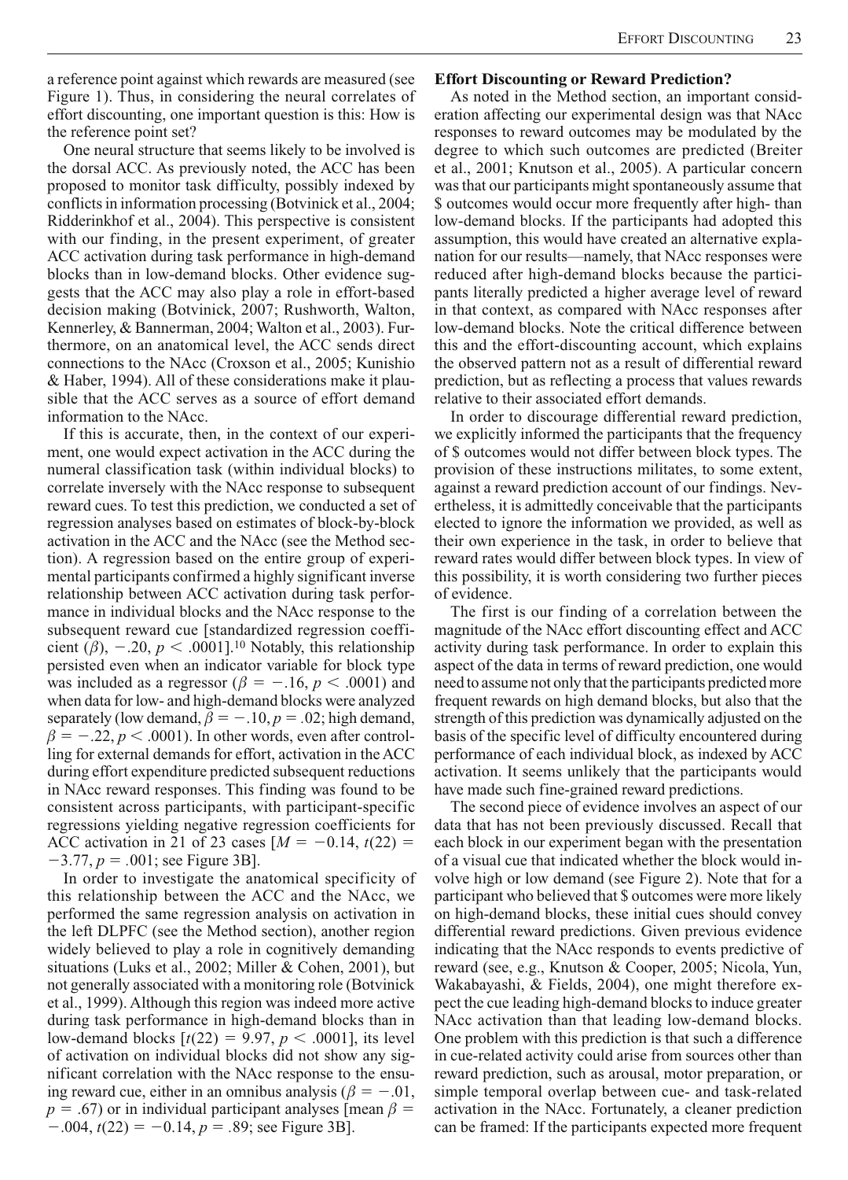a reference point against which rewards are measured (see Figure 1). Thus, in considering the neural correlates of effort discounting, one important question is this: How is the reference point set?

One neural structure that seems likely to be involved is the dorsal ACC. As previously noted, the ACC has been proposed to monitor task difficulty, possibly indexed by conflicts in information processing (Botvinick et al., 2004; Ridderinkhof et al., 2004). This perspective is consistent with our finding, in the present experiment, of greater ACC activation during task performance in high-demand blocks than in low-demand blocks. Other evidence suggests that the ACC may also play a role in effort-based decision making (Botvinick, 2007; Rushworth, Walton, Kennerley, & Bannerman, 2004; Walton et al., 2003). Furthermore, on an anatomical level, the ACC sends direct connections to the NAcc (Croxson et al., 2005; Kunishio & Haber, 1994). All of these considerations make it plausible that the ACC serves as a source of effort demand information to the NAcc.

If this is accurate, then, in the context of our experiment, one would expect activation in the ACC during the numeral classification task (within individual blocks) to correlate inversely with the NAcc response to subsequent reward cues. To test this prediction, we conducted a set of regression analyses based on estimates of block-by-block activation in the ACC and the NAcc (see the Method section). A regression based on the entire group of experimental participants confirmed a highly significant inverse relationship between ACC activation during task performance in individual blocks and the NAcc response to the subsequent reward cue [standardized regression coefficient ($\beta$), $-.20$, $p < .0001$].[10] Notably, this relationship persisted even when an indicator variable for block type was included as a regressor ($\beta = -.16$, $p < .0001$) and when data for low- and high-demand blocks were analyzed separately (low demand, $\beta = -.10$, $p = .02$; high demand, $\beta = -.22$, $p < .0001$). In other words, even after controlling for external demands for effort, activation in the ACC during effort expenditure predicted subsequent reductions in NAcc reward responses. This finding was found to be consistent across participants, with participant-specific regressions yielding negative regression coefficients for ACC activation in 21 of 23 cases [$M = -0.14$, $t(22) = -3.77$, $p = .001$; see Figure 3B].

In order to investigate the anatomical specificity of this relationship between the ACC and the NAcc, we performed the same regression analysis on activation in the left DLPFC (see the Method section), another region widely believed to play a role in cognitively demanding situations (Luks et al., 2002; Miller & Cohen, 2001), but not generally associated with a monitoring role (Botvinick et al., 1999). Although this region was indeed more active during task performance in high-demand blocks than in low-demand blocks [$t(22) = 9.97$, $p < .0001$], its level of activation on individual blocks did not show any significant correlation with the NAcc response to the ensuing reward cue, either in an omnibus analysis ($\beta = -.01$, $p = .67$) or in individual participant analyses [mean $\beta = -.004$, $t(22) = -0.14$, $p = .89$; see Figure 3B].

**Effort Discounting or Reward Prediction?**

As noted in the Method section, an important consideration affecting our experimental design was that NAcc responses to reward outcomes may be modulated by the degree to which such outcomes are predicted (Breiter et al., 2001; Knutson et al., 2005). A particular concern was that our participants might spontaneously assume that $ outcomes would occur more frequently after high- than low-demand blocks. If the participants had adopted this assumption, this would have created an alternative explanation for our results—namely, that NAcc responses were reduced after high-demand blocks because the participants literally predicted a higher average level of reward in that context, as compared with NAcc responses after low-demand blocks. Note the critical difference between this and the effort-discounting account, which explains the observed pattern not as a result of differential reward prediction, but as reflecting a process that values rewards relative to their associated effort demands.

In order to discourage differential reward prediction, we explicitly informed the participants that the frequency of $ outcomes would not differ between block types. The provision of these instructions militates, to some extent, against a reward prediction account of our findings. Nevertheless, it is admittedly conceivable that the participants elected to ignore the information we provided, as well as their own experience in the task, in order to believe that reward rates would differ between block types. In view of this possibility, it is worth considering two further pieces of evidence.

The first is our finding of a correlation between the magnitude of the NAcc effort discounting effect and ACC activity during task performance. In order to explain this aspect of the data in terms of reward prediction, one would need to assume not only that the participants predicted more frequent rewards on high demand blocks, but also that the strength of this prediction was dynamically adjusted on the basis of the specific level of difficulty encountered during performance of each individual block, as indexed by ACC activation. It seems unlikely that the participants would have made such fine-grained reward predictions.

The second piece of evidence involves an aspect of our data that has not been previously discussed. Recall that each block in our experiment began with the presentation of a visual cue that indicated whether the block would involve high or low demand (see Figure 2). Note that for a participant who believed that $ outcomes were more likely on high-demand blocks, these initial cues should convey differential reward predictions. Given previous evidence indicating that the NAcc responds to events predictive of reward (see, e.g., Knutson & Cooper, 2005; Nicola, Yun, Wakabayashi, & Fields, 2004), one might therefore expect the cue leading high-demand blocks to induce greater NAcc activation than that leading low-demand blocks. One problem with this prediction is that such a difference in cue-related activity could arise from sources other than reward prediction, such as arousal, motor preparation, or simple temporal overlap between cue- and task-related activation in the NAcc. Fortunately, a cleaner prediction can be framed: If the participants expected more frequent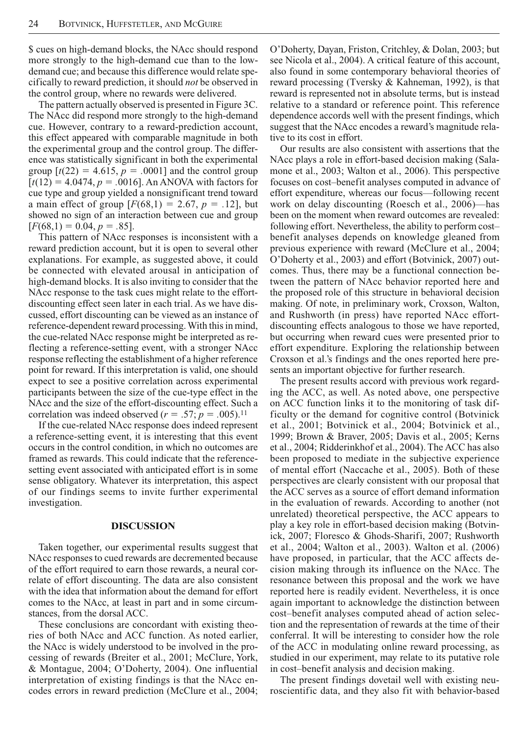$ cues on high-demand blocks, the NAcc should respond more strongly to the high-demand cue than to the low-demand cue; and because this difference would relate specifically to reward prediction, it should *not* be observed in the control group, where no rewards were delivered.

The pattern actually observed is presented in Figure 3C. The NAcc did respond more strongly to the high-demand cue. However, contrary to a reward-prediction account, this effect appeared with comparable magnitude in both the experimental group and the control group. The difference was statistically significant in both the experimental group [$t(22) = 4.615$, $p = .0001$] and the control group [$t(12) = 4.0474$, $p = .0016$]. An ANOVA with factors for cue type and group yielded a nonsignificant trend toward a main effect of group [$F(68,1) = 2.67$, $p = .12$], but showed no sign of an interaction between cue and group [$F(68,1) = 0.04$, $p = .85$].

This pattern of NAcc responses is inconsistent with a reward prediction account, but it is open to several other explanations. For example, as suggested above, it could be connected with elevated arousal in anticipation of high-demand blocks. It is also inviting to consider that the NAcc response to the task cues might relate to the effort-discounting effect seen later in each trial. As we have discussed, effort discounting can be viewed as an instance of reference-dependent reward processing. With this in mind, the cue-related NAcc response might be interpreted as reflecting a reference-setting event, with a stronger NAcc response reflecting the establishment of a higher reference point for reward. If this interpretation is valid, one should expect to see a positive correlation across experimental participants between the size of the cue-type effect in the NAcc and the size of the effort-discounting effect. Such a correlation was indeed observed ($r = .57$; $p = .005$).[11]

If the cue-related NAcc response does indeed represent a reference-setting event, it is interesting that this event occurs in the control condition, in which no outcomes are framed as rewards. This could indicate that the reference-setting event associated with anticipated effort is in some sense obligatory. Whatever its interpretation, this aspect of our findings seems to invite further experimental investigation.

## DISCUSSION

Taken together, our experimental results suggest that NAcc responses to cued rewards are decremented because of the effort required to earn those rewards, a neural correlate of effort discounting. The data are also consistent with the idea that information about the demand for effort comes to the NAcc, at least in part and in some circumstances, from the dorsal ACC.

These conclusions are concordant with existing theories of both NAcc and ACC function. As noted earlier, the NAcc is widely understood to be involved in the processing of rewards (Breiter et al., 2001; McClure, York, & Montague, 2004; O'Doherty, 2004). One influential interpretation of existing findings is that the NAcc encodes errors in reward prediction (McClure et al., 2004; O'Doherty, Dayan, Friston, Critchley, & Dolan, 2003; but see Nicola et al., 2004). A critical feature of this account, also found in some contemporary behavioral theories of reward processing (Tversky & Kahneman, 1992), is that reward is represented not in absolute terms, but is instead relative to a standard or reference point. This reference dependence accords well with the present findings, which suggest that the NAcc encodes a reward's magnitude relative to its cost in effort.

Our results are also consistent with assertions that the NAcc plays a role in effort-based decision making (Salamone et al., 2003; Walton et al., 2006). This perspective focuses on cost–benefit analyses computed in advance of effort expenditure, whereas our focus—following recent work on delay discounting (Roesch et al., 2006)—has been on the moment when reward outcomes are revealed: following effort. Nevertheless, the ability to perform cost–benefit analyses depends on knowledge gleaned from previous experience with reward (McClure et al., 2004; O'Doherty et al., 2003) and effort (Botvinick, 2007) outcomes. Thus, there may be a functional connection between the pattern of NAcc behavior reported here and the proposed role of this structure in behavioral decision making. Of note, in preliminary work, Croxson, Walton, and Rushworth (in press) have reported NAcc effort-discounting effects analogous to those we have reported, but occurring when reward cues were presented prior to effort expenditure. Exploring the relationship between Croxson et al.'s findings and the ones reported here presents an important objective for further research.

The present results accord with previous work regarding the ACC, as well. As noted above, one perspective on ACC function links it to the monitoring of task difficulty or the demand for cognitive control (Botvinick et al., 2001; Botvinick et al., 2004; Botvinick et al., 1999; Brown & Braver, 2005; Davis et al., 2005; Kerns et al., 2004; Ridderinkhof et al., 2004). The ACC has also been proposed to mediate in the subjective experience of mental effort (Naccache et al., 2005). Both of these perspectives are clearly consistent with our proposal that the ACC serves as a source of effort demand information in the evaluation of rewards. According to another (not unrelated) theoretical perspective, the ACC appears to play a key role in effort-based decision making (Botvinick, 2007; Floresco & Ghods-Sharifi, 2007; Rushworth et al., 2004; Walton et al., 2003). Walton et al. (2006) have proposed, in particular, that the ACC affects decision making through its influence on the NAcc. The resonance between this proposal and the work we have reported here is readily evident. Nevertheless, it is once again important to acknowledge the distinction between cost–benefit analyses computed ahead of action selection and the representation of rewards at the time of their conferral. It will be interesting to consider how the role of the ACC in modulating online reward processing, as studied in our experiment, may relate to its putative role in cost–benefit analysis and decision making.

The present findings dovetail well with existing neuroscientific data, and they also fit with behavior-based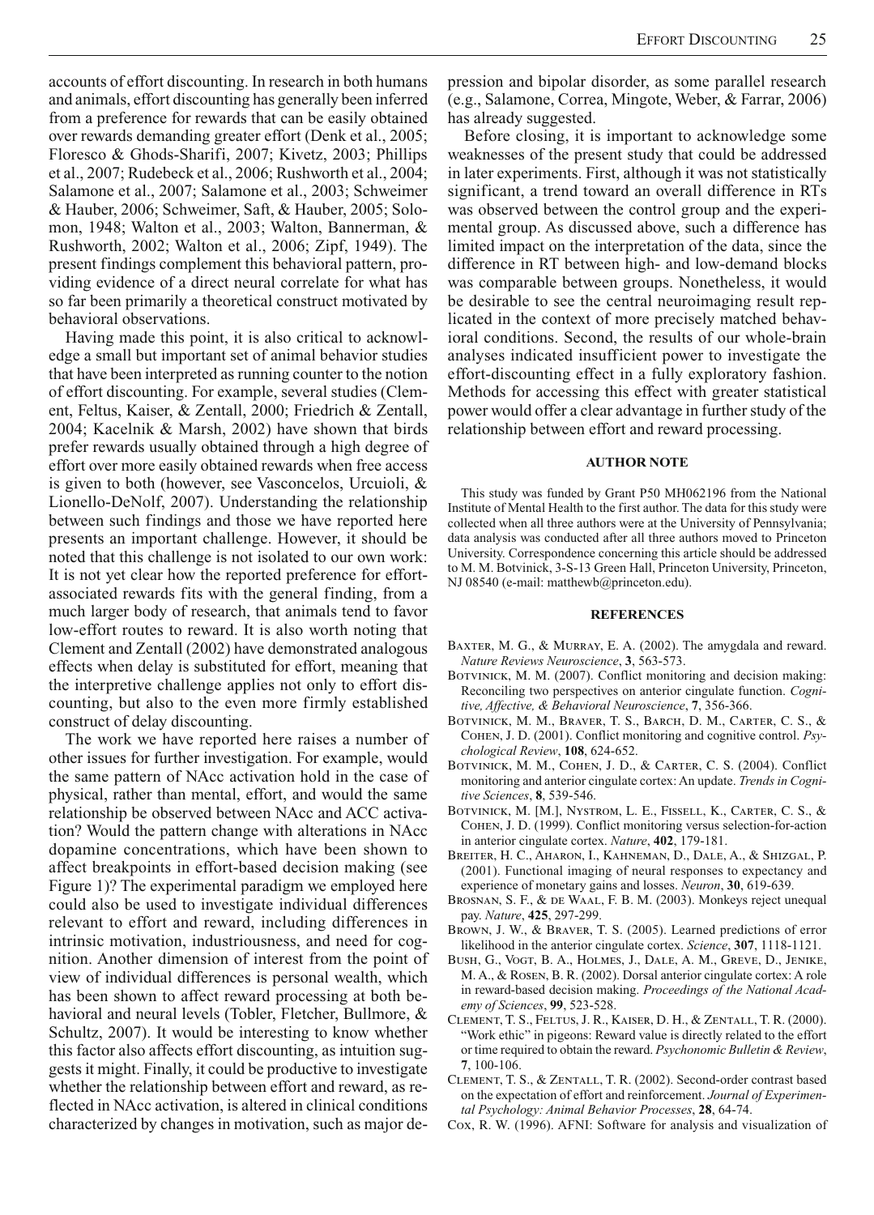accounts of effort discounting. In research in both humans and animals, effort discounting has generally been inferred from a preference for rewards that can be easily obtained over rewards demanding greater effort (Denk et al., 2005; Floresco & Ghods-Sharifi, 2007; Kivetz, 2003; Phillips et al., 2007; Rudebeck et al., 2006; Rushworth et al., 2004; Salamone et al., 2007; Salamone et al., 2003; Schweimer & Hauber, 2006; Schweimer, Saft, & Hauber, 2005; Solomon, 1948; Walton et al., 2003; Walton, Bannerman, & Rushworth, 2002; Walton et al., 2006; Zipf, 1949). The present findings complement this behavioral pattern, providing evidence of a direct neural correlate for what has so far been primarily a theoretical construct motivated by behavioral observations.

Having made this point, it is also critical to acknowledge a small but important set of animal behavior studies that have been interpreted as running counter to the notion of effort discounting. For example, several studies (Clement, Feltus, Kaiser, & Zentall, 2000; Friedrich & Zentall, 2004; Kacelnik & Marsh, 2002) have shown that birds prefer rewards usually obtained through a high degree of effort over more easily obtained rewards when free access is given to both (however, see Vasconcelos, Urcuioli, & Lionello-DeNolf, 2007). Understanding the relationship between such findings and those we have reported here presents an important challenge. However, it should be noted that this challenge is not isolated to our own work: It is not yet clear how the reported preference for effort-associated rewards fits with the general finding, from a much larger body of research, that animals tend to favor low-effort routes to reward. It is also worth noting that Clement and Zentall (2002) have demonstrated analogous effects when delay is substituted for effort, meaning that the interpretive challenge applies not only to effort discounting, but also to the even more firmly established construct of delay discounting.

The work we have reported here raises a number of other issues for further investigation. For example, would the same pattern of NAcc activation hold in the case of physical, rather than mental, effort, and would the same relationship be observed between NAcc and ACC activation? Would the pattern change with alterations in NAcc dopamine concentrations, which have been shown to affect breakpoints in effort-based decision making (see Figure 1)? The experimental paradigm we employed here could also be used to investigate individual differences relevant to effort and reward, including differences in intrinsic motivation, industriousness, and need for cognition. Another dimension of interest from the point of view of individual differences is personal wealth, which has been shown to affect reward processing at both behavioral and neural levels (Tobler, Fletcher, Bullmore, & Schultz, 2007). It would be interesting to know whether this factor also affects effort discounting, as intuition suggests it might. Finally, it could be productive to investigate whether the relationship between effort and reward, as reflected in NAcc activation, is altered in clinical conditions characterized by changes in motivation, such as major depression and bipolar disorder, as some parallel research (e.g., Salamone, Correa, Mingote, Weber, & Farrar, 2006) has already suggested.

Before closing, it is important to acknowledge some weaknesses of the present study that could be addressed in later experiments. First, although it was not statistically significant, a trend toward an overall difference in RTs was observed between the control group and the experimental group. As discussed above, such a difference has limited impact on the interpretation of the data, since the difference in RT between high- and low-demand blocks was comparable between groups. Nonetheless, it would be desirable to see the central neuroimaging result replicated in the context of more precisely matched behavioral conditions. Second, the results of our whole-brain analyses indicated insufficient power to investigate the effort-discounting effect in a fully exploratory fashion. Methods for accessing this effect with greater statistical power would offer a clear advantage in further study of the relationship between effort and reward processing.

## AUTHOR NOTE

This study was funded by Grant P50 MH062196 from the National Institute of Mental Health to the first author. The data for this study were collected when all three authors were at the University of Pennsylvania; data analysis was conducted after all three authors moved to Princeton University. Correspondence concerning this article should be addressed to M. M. Botvinick, 3-S-13 Green Hall, Princeton University, Princeton, NJ 08540 (e-mail: matthewb@princeton.edu).

## REFERENCES

Baxter, M. G., & Murray, E. A. (2002). The amygdala and reward. *Nature Reviews Neuroscience*, **3**, 563-573.

Botvinick, M. M. (2007). Conflict monitoring and decision making: Reconciling two perspectives on anterior cingulate function. *Cognitive, Affective, & Behavioral Neuroscience*, **7**, 356-366.

Botvinick, M. M., Braver, T. S., Barch, D. M., Carter, C. S., & Cohen, J. D. (2001). Conflict monitoring and cognitive control. *Psychological Review*, **108**, 624-652.

Botvinick, M. M., Cohen, J. D., & Carter, C. S. (2004). Conflict monitoring and anterior cingulate cortex: An update. *Trends in Cognitive Sciences*, **8**, 539-546.

Botvinick, M. [M.], Nystrom, L. E., Fissell, K., Carter, C. S., & Cohen, J. D. (1999). Conflict monitoring versus selection-for-action in anterior cingulate cortex. *Nature*, **402**, 179-181.

Breiter, H. C., Aharon, I., Kahneman, D., Dale, A., & Shizgal, P. (2001). Functional imaging of neural responses to expectancy and experience of monetary gains and losses. *Neuron*, **30**, 619-639.

Brosnan, S. F., & de Waal, F. B. M. (2003). Monkeys reject unequal pay. *Nature*, **425**, 297-299.

Brown, J. W., & Braver, T. S. (2005). Learned predictions of error likelihood in the anterior cingulate cortex. *Science*, **307**, 1118-1121.

Bush, G., Vogt, B. A., Holmes, J., Dale, A. M., Greve, D., Jenike, M. A., & Rosen, B. R. (2002). Dorsal anterior cingulate cortex: A role in reward-based decision making. *Proceedings of the National Academy of Sciences*, **99**, 523-528.

Clement, T. S., Feltus, J. R., Kaiser, D. H., & Zentall, T. R. (2000). "Work ethic" in pigeons: Reward value is directly related to the effort or time required to obtain the reward. *Psychonomic Bulletin & Review*, **7**, 100-106.

Clement, T. S., & Zentall, T. R. (2002). Second-order contrast based on the expectation of effort and reinforcement. *Journal of Experimental Psychology: Animal Behavior Processes*, **28**, 64-74.

Cox, R. W. (1996). AFNI: Software for analysis and visualization of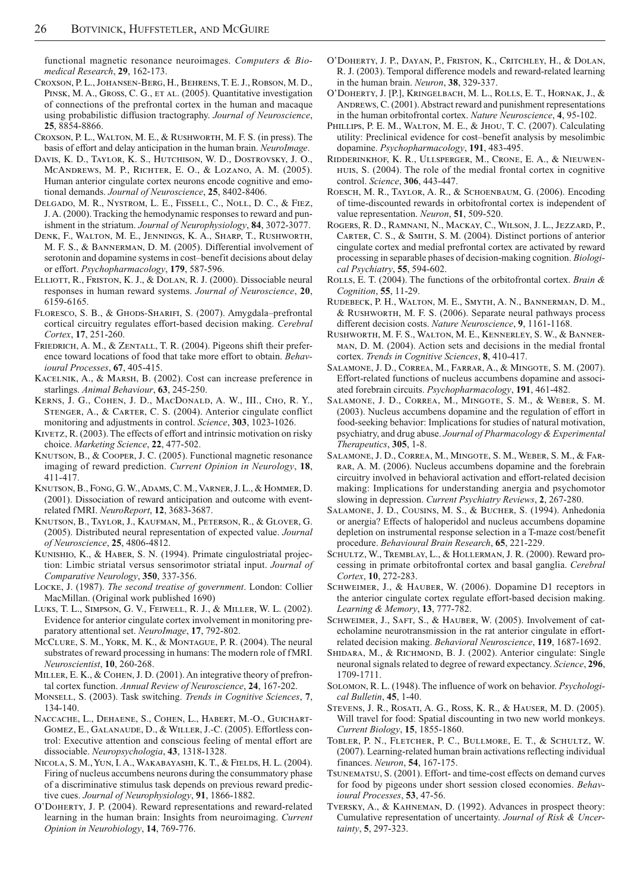functional magnetic resonance neuroimages. *Computers & Biomedical Research*, **29**, 162-173.

Croxson, P. L., Johansen-Berg, H., Behrens, T. E. J., Robson, M. D., Pinsk, M. A., Gross, C. G., et al. (2005). Quantitative investigation of connections of the prefrontal cortex in the human and macaque using probabilistic diffusion tractography. *Journal of Neuroscience*, **25**, 8854-8866.

Croxson, P. L., Walton, M. E., & Rushworth, M. F. S. (in press). The basis of effort and delay anticipation in the human brain. *NeuroImage*.

Davis, K. D., Taylor, K. S., Hutchison, W. D., Dostrovsky, J. O., McAndrews, M. P., Richter, E. O., & Lozano, A. M. (2005). Human anterior cingulate cortex neurons encode cognitive and emotional demands. *Journal of Neuroscience*, **25**, 8402-8406.

Delgado, M. R., Nystrom, L. E., Fissell, C., Noll, D. C., & Fiez, J. A. (2000). Tracking the hemodynamic responses to reward and punishment in the striatum. *Journal of Neurophysiology*, **84**, 3072-3077.

Denk, F., Walton, M. E., Jennings, K. A., Sharp, T., Rushworth, M. F. S., & Bannerman, D. M. (2005). Differential involvement of serotonin and dopamine systems in cost–benefit decisions about delay or effort. *Psychopharmacology*, **179**, 587-596.

Elliott, R., Friston, K. J., & Dolan, R. J. (2000). Dissociable neural responses in human reward systems. *Journal of Neuroscience*, **20**, 6159-6165.

Floresco, S. B., & Ghods-Sharifi, S. (2007). Amygdala–prefrontal cortical circuitry regulates effort-based decision making. *Cerebral Cortex*, **17**, 251-260.

Friedrich, A. M., & Zentall, T. R. (2004). Pigeons shift their preference toward locations of food that take more effort to obtain. *Behavioural Processes*, **67**, 405-415.

Kacelnik, A., & Marsh, B. (2002). Cost can increase preference in starlings. *Animal Behaviour*, **63**, 245-250.

Kerns, J. G., Cohen, J. D., MacDonald, A. W., III, Cho, R. Y., Stenger, A., & Carter, C. S. (2004). Anterior cingulate conflict monitoring and adjustments in control. *Science*, **303**, 1023-1026.

Kivetz, R. (2003). The effects of effort and intrinsic motivation on risky choice. *Marketing Science*, **22**, 477-502.

Knutson, B., & Cooper, J. C. (2005). Functional magnetic resonance imaging of reward prediction. *Current Opinion in Neurology*, **18**, 411-417.

Knutson, B., Fong, G. W., Adams, C. M., Varner, J. L., & Hommer, D. (2001). Dissociation of reward anticipation and outcome with event-related fMRI. *NeuroReport*, **12**, 3683-3687.

Knutson, B., Taylor, J., Kaufman, M., Peterson, R., & Glover, G. (2005). Distributed neural representation of expected value. *Journal of Neuroscience*, **25**, 4806-4812.

Kunishio, K., & Haber, S. N. (1994). Primate cingulostriatal projection: Limbic striatal versus sensorimotor striatal input. *Journal of Comparative Neurology*, **350**, 337-356.

Locke, J. (1987). *The second treatise of government*. London: Collier MacMillan. (Original work published 1690)

Luks, T. L., Simpson, G. V., Feiwell, R. J., & Miller, W. L. (2002). Evidence for anterior cingulate cortex involvement in monitoring preparatory attentional set. *NeuroImage*, **17**, 792-802.

McClure, S. M., York, M. K., & Montague, P. R. (2004). The neural substrates of reward processing in humans: The modern role of fMRI. *Neuroscientist*, **10**, 260-268.

Miller, E. K., & Cohen, J. D. (2001). An integrative theory of prefrontal cortex function. *Annual Review of Neuroscience*, **24**, 167-202.

Monsell, S. (2003). Task switching. *Trends in Cognitive Sciences*, **7**, 134-140.

Naccache, L., Dehaene, S., Cohen, L., Habert, M.-O., Guichart-Gomez, E., Galanaude, D., & Willer, J.-C. (2005). Effortless control: Executive attention and conscious feeling of mental effort are dissociable. *Neuropsychologia*, **43**, 1318-1328.

Nicola, S. M., Yun, I. A., Wakabayashi, K. T., & Fields, H. L. (2004). Firing of nucleus accumbens neurons during the consummatory phase of a discriminative stimulus task depends on previous reward predictive cues. *Journal of Neurophysiology*, **91**, 1866-1882.

O'Doherty, J. P. (2004). Reward representations and reward-related learning in the human brain: Insights from neuroimaging. *Current Opinion in Neurobiology*, **14**, 769-776.

O'Doherty, J. P., Dayan, P., Friston, K., Critchley, H., & Dolan, R. J. (2003). Temporal difference models and reward-related learning in the human brain. *Neuron*, **38**, 329-337.

O'Doherty, J. [P.], Kringelbach, M. L., Rolls, E. T., Hornak, J., & Andrews, C. (2001). Abstract reward and punishment representations in the human orbitofrontal cortex. *Nature Neuroscience*, **4**, 95-102.

Phillips, P. E. M., Walton, M. E., & Jhou, T. C. (2007). Calculating utility: Preclinical evidence for cost–benefit analysis by mesolimbic dopamine. *Psychopharmacology*, **191**, 483-495.

Ridderinkhof, K. R., Ullsperger, M., Crone, E. A., & Nieuwenhuis, S. (2004). The role of the medial frontal cortex in cognitive control. *Science*, **306**, 443-447.

Roesch, M. R., Taylor, A. R., & Schoenbaum, G. (2006). Encoding of time-discounted rewards in orbitofrontal cortex is independent of value representation. *Neuron*, **51**, 509-520.

Rogers, R. D., Ramnani, N., Mackay, C., Wilson, J. L., Jezzard, P., Carter, C. S., & Smith, S. M. (2004). Distinct portions of anterior cingulate cortex and medial prefrontal cortex are activated by reward processing in separable phases of decision-making cognition. *Biological Psychiatry*, **55**, 594-602.

Rolls, E. T. (2004). The functions of the orbitofrontal cortex. *Brain & Cognition*, **55**, 11-29.

Rudebeck, P. H., Walton, M. E., Smyth, A. N., Bannerman, D. M., & Rushworth, M. F. S. (2006). Separate neural pathways process different decision costs. *Nature Neuroscience*, **9**, 1161-1168.

Rushworth, M. F. S., Walton, M. E., Kennerley, S. W., & Bannerman, D. M. (2004). Action sets and decisions in the medial frontal cortex. *Trends in Cognitive Sciences*, **8**, 410-417.

Salamone, J. D., Correa, M., Farrar, A., & Mingote, S. M. (2007). Effort-related functions of nucleus accumbens dopamine and associated forebrain circuits. *Psychopharmacology*, **191**, 461-482.

Salamone, J. D., Correa, M., Mingote, S. M., & Weber, S. M. (2003). Nucleus accumbens dopamine and the regulation of effort in food-seeking behavior: Implications for studies of natural motivation, psychiatry, and drug abuse. *Journal of Pharmacology & Experimental Therapeutics*, **305**, 1-8.

Salamone, J. D., Correa, M., Mingote, S. M., Weber, S. M., & Farrar, A. M. (2006). Nucleus accumbens dopamine and the forebrain circuitry involved in behavioral activation and effort-related decision making: Implications for understanding anergia and psychomotor slowing in depression. *Current Psychiatry Reviews*, **2**, 267-280.

Salamone, J. D., Cousins, M. S., & Bucher, S. (1994). Anhedonia or anergia? Effects of haloperidol and nucleus accumbens dopamine depletion on instrumental response selection in a T-maze cost/benefit procedure. *Behavioural Brain Research*, **65**, 221-229.

Schultz, W., Tremblay, L., & Hollerman, J. R. (2000). Reward processing in primate orbitofrontal cortex and basal ganglia. *Cerebral Cortex*, **10**, 272-283.

Schweimer, J., & Hauber, W. (2006). Dopamine D1 receptors in the anterior cingulate cortex regulate effort-based decision making. *Learning & Memory*, **13**, 777-782.

Schweimer, J., Saft, S., & Hauber, W. (2005). Involvement of catecholamine neurotransmission in the rat anterior cingulate in effort-related decision making. *Behavioral Neuroscience*, **119**, 1687-1692.

Shidara, M., & Richmond, B. J. (2002). Anterior cingulate: Single neuronal signals related to degree of reward expectancy. *Science*, **296**, 1709-1711.

Solomon, R. L. (1948). The influence of work on behavior. *Psychological Bulletin*, **45**, 1-40.

Stevens, J. R., Rosati, A. G., Ross, K. R., & Hauser, M. D. (2005). Will travel for food: Spatial discounting in two new world monkeys. *Current Biology*, **15**, 1855-1860.

Tobler, P. N., Fletcher, P. C., Bullmore, E. T., & Schultz, W. (2007). Learning-related human brain activations reflecting individual finances. *Neuron*, **54**, 167-175.

Tsunematsu, S. (2001). Effort- and time-cost effects on demand curves for food by pigeons under short session closed economies. *Behavioural Processes*, **53**, 47-56.

Tversky, A., & Kahneman, D. (1992). Advances in prospect theory: Cumulative representation of uncertainty. *Journal of Risk & Uncertainty*, **5**, 297-323.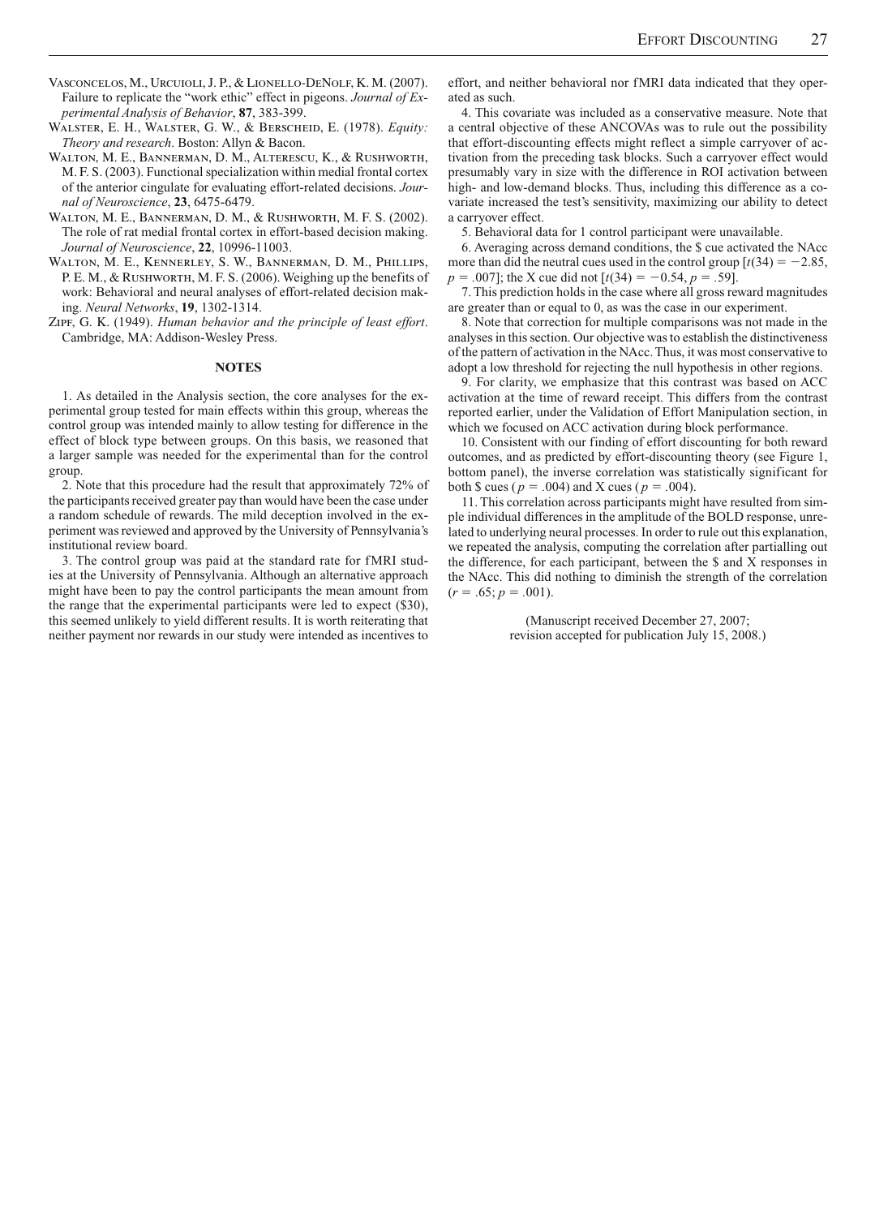Vasconcelos, M., Urcuioli, J. P., & Lionello-DeNolf, K. M. (2007). Failure to replicate the "work ethic" effect in pigeons. *Journal of Experimental Analysis of Behavior*, **87**, 383-399.

Walster, E. H., Walster, G. W., & Berscheid, E. (1978). *Equity: Theory and research*. Boston: Allyn & Bacon.

Walton, M. E., Bannerman, D. M., Alterescu, K., & Rushworth, M. F. S. (2003). Functional specialization within medial frontal cortex of the anterior cingulate for evaluating effort-related decisions. *Journal of Neuroscience*, **23**, 6475-6479.

Walton, M. E., Bannerman, D. M., & Rushworth, M. F. S. (2002). The role of rat medial frontal cortex in effort-based decision making. *Journal of Neuroscience*, **22**, 10996-11003.

Walton, M. E., Kennerley, S. W., Bannerman, D. M., Phillips, P. E. M., & Rushworth, M. F. S. (2006). Weighing up the benefits of work: Behavioral and neural analyses of effort-related decision making. *Neural Networks*, **19**, 1302-1314.

Zipf, G. K. (1949). *Human behavior and the principle of least effort*. Cambridge, MA: Addison-Wesley Press.

## NOTES

1. As detailed in the Analysis section, the core analyses for the experimental group tested for main effects within this group, whereas the control group was intended mainly to allow testing for difference in the effect of block type between groups. On this basis, we reasoned that a larger sample was needed for the experimental than for the control group.

2. Note that this procedure had the result that approximately 72% of the participants received greater pay than would have been the case under a random schedule of rewards. The mild deception involved in the experiment was reviewed and approved by the University of Pennsylvania's institutional review board.

3. The control group was paid at the standard rate for fMRI studies at the University of Pennsylvania. Although an alternative approach might have been to pay the control participants the mean amount from the range that the experimental participants were led to expect ($30), this seemed unlikely to yield different results. It is worth reiterating that neither payment nor rewards in our study were intended as incentives to effort, and neither behavioral nor fMRI data indicated that they operated as such.

4. This covariate was included as a conservative measure. Note that a central objective of these ANCOVAs was to rule out the possibility that effort-discounting effects might reflect a simple carryover of activation from the preceding task blocks. Such a carryover effect would presumably vary in size with the difference in ROI activation between high- and low-demand blocks. Thus, including this difference as a covariate increased the test's sensitivity, maximizing our ability to detect a carryover effect.

5. Behavioral data for 1 control participant were unavailable.

6. Averaging across demand conditions, the $ cue activated the NAcc more than did the neutral cues used in the control group [$t(34) = -2.85$, $p = .007$]; the X cue did not [$t(34) = -0.54$, $p = .59$].

7. This prediction holds in the case where all gross reward magnitudes are greater than or equal to 0, as was the case in our experiment.

8. Note that correction for multiple comparisons was not made in the analyses in this section. Our objective was to establish the distinctiveness of the pattern of activation in the NAcc. Thus, it was most conservative to adopt a low threshold for rejecting the null hypothesis in other regions.

9. For clarity, we emphasize that this contrast was based on ACC activation at the time of reward receipt. This differs from the contrast reported earlier, under the Validation of Effort Manipulation section, in which we focused on ACC activation during block performance.

10. Consistent with our finding of effort discounting for both reward outcomes, and as predicted by effort-discounting theory (see Figure 1, bottom panel), the inverse correlation was statistically significant for both $ cues ($p = .004$) and X cues ($p = .004$).

11. This correlation across participants might have resulted from simple individual differences in the amplitude of the BOLD response, unrelated to underlying neural processes. In order to rule out this explanation, we repeated the analysis, computing the correlation after partialling out the difference, for each participant, between the $ and X responses in the NAcc. This did nothing to diminish the strength of the correlation ($r = .65$; $p = .001$).

(Manuscript received December 27, 2007;
revision accepted for publication July 15, 2008.)